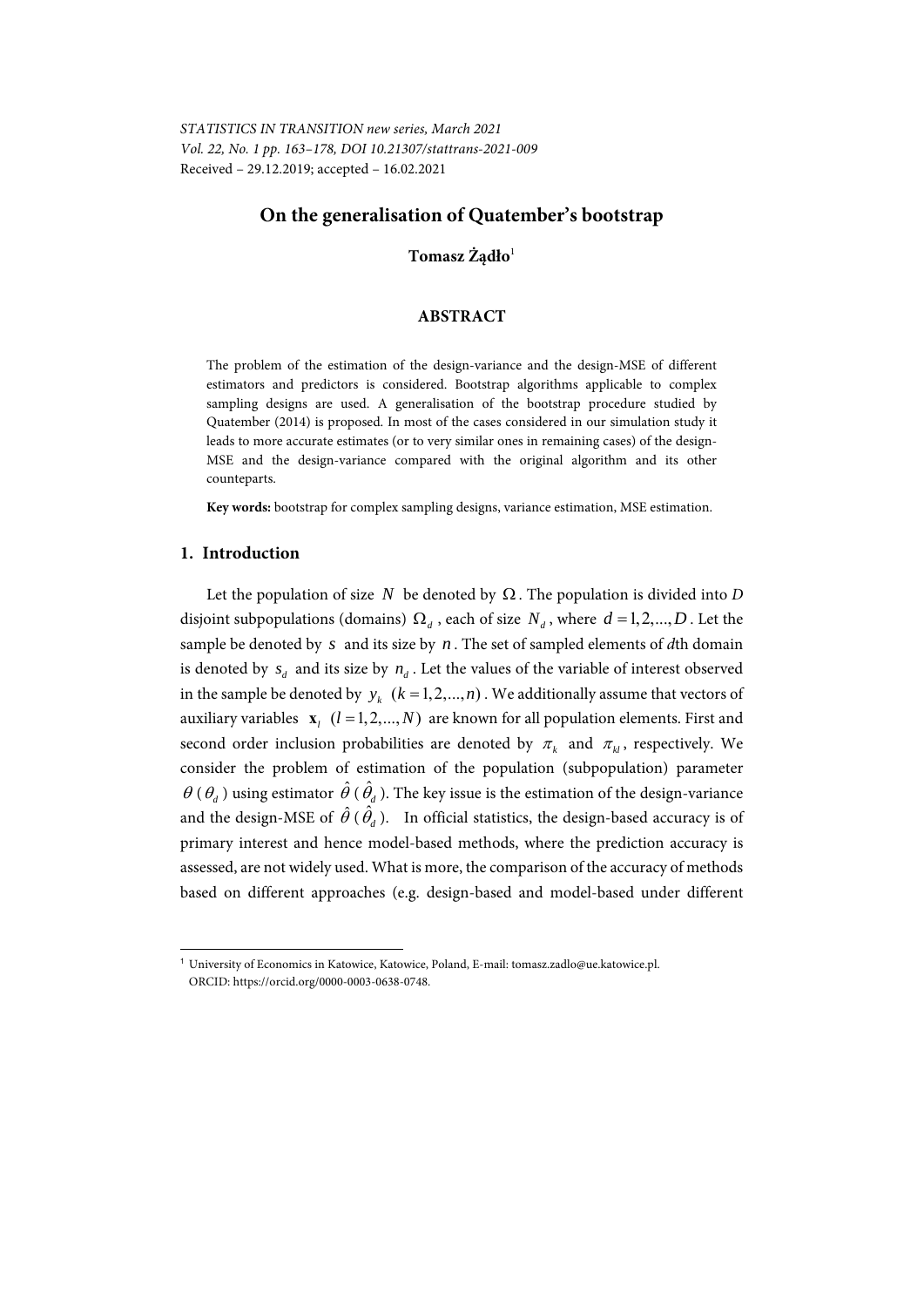*STATISTICS IN TRANSITION new series, March 2021*
*Vol. 22, No. 1 pp. 163–178, DOI 10.21307/stattrans-2021-009*
Received – 29.12.2019; accepted – 16.02.2021

# On the generalisation of Quatember's bootstrap

**Tomasz Żądło**[1]

## ABSTRACT

The problem of the estimation of the design-variance and the design-MSE of different estimators and predictors is considered. Bootstrap algorithms applicable to complex sampling designs are used. A generalisation of the bootstrap procedure studied by Quatember (2014) is proposed. In most of the cases considered in our simulation study it leads to more accurate estimates (or to very similar ones in remaining cases) of the design-MSE and the design-variance compared with the original algorithm and its other counteparts.

**Key words:** bootstrap for complex sampling designs, variance estimation, MSE estimation.

## 1. Introduction

Let the population of size $N$ be denoted by $\Omega$. The population is divided into $D$ disjoint subpopulations (domains) $\Omega_d$, each of size $N_d$, where $d = 1, 2, ..., D$. Let the sample be denoted by $s$ and its size by $n$. The set of sampled elements of $d$th domain is denoted by $s_d$ and its size by $n_d$. Let the values of the variable of interest observed in the sample be denoted by $y_k$ $(k = 1, 2, ..., n)$. We additionally assume that vectors of auxiliary variables $\mathbf{x}_l$ $(l = 1, 2, ..., N)$ are known for all population elements. First and second order inclusion probabilities are denoted by $\pi_k$ and $\pi_{kl}$, respectively. We consider the problem of estimation of the population (subpopulation) parameter $\theta$ ($\theta_d$) using estimator $\hat{\theta}$ ($\hat{\theta}_d$). The key issue is the estimation of the design-variance and the design-MSE of $\hat{\theta}$ ($\hat{\theta}_d$). In official statistics, the design-based accuracy is of primary interest and hence model-based methods, where the prediction accuracy is assessed, are not widely used. What is more, the comparison of the accuracy of methods based on different approaches (e.g. design-based and model-based under different

[1] University of Economics in Katowice, Katowice, Poland, E-mail: tomasz.zadlo@ue.katowice.pl. ORCID: https://orcid.org/0000-0003-0638-0748.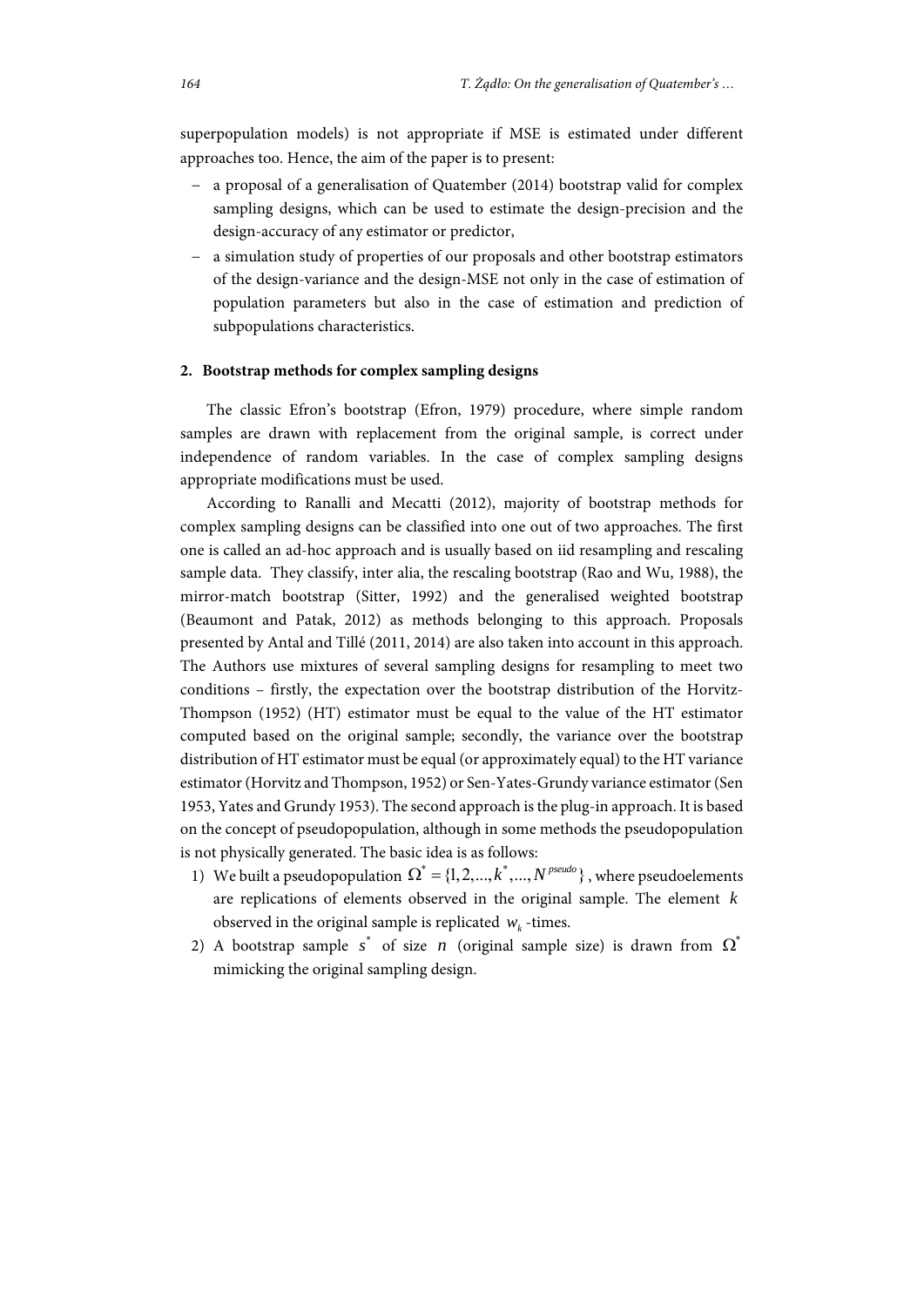superpopulation models) is not appropriate if MSE is estimated under different approaches too. Hence, the aim of the paper is to present:

- a proposal of a generalisation of Quatember (2014) bootstrap valid for complex sampling designs, which can be used to estimate the design-precision and the design-accuracy of any estimator or predictor,
- a simulation study of properties of our proposals and other bootstrap estimators of the design-variance and the design-MSE not only in the case of estimation of population parameters but also in the case of estimation and prediction of subpopulations characteristics.

## 2. Bootstrap methods for complex sampling designs

The classic Efron's bootstrap (Efron, 1979) procedure, where simple random samples are drawn with replacement from the original sample, is correct under independence of random variables. In the case of complex sampling designs appropriate modifications must be used.

According to Ranalli and Mecatti (2012), majority of bootstrap methods for complex sampling designs can be classified into one out of two approaches. The first one is called an ad-hoc approach and is usually based on iid resampling and rescaling sample data. They classify, inter alia, the rescaling bootstrap (Rao and Wu, 1988), the mirror-match bootstrap (Sitter, 1992) and the generalised weighted bootstrap (Beaumont and Patak, 2012) as methods belonging to this approach. Proposals presented by Antal and Tillé (2011, 2014) are also taken into account in this approach. The Authors use mixtures of several sampling designs for resampling to meet two conditions – firstly, the expectation over the bootstrap distribution of the Horvitz-Thompson (1952) (HT) estimator must be equal to the value of the HT estimator computed based on the original sample; secondly, the variance over the bootstrap distribution of HT estimator must be equal (or approximately equal) to the HT variance estimator (Horvitz and Thompson, 1952) or Sen-Yates-Grundy variance estimator (Sen 1953, Yates and Grundy 1953). The second approach is the plug-in approach. It is based on the concept of pseudopopulation, although in some methods the pseudopopulation is not physically generated. The basic idea is as follows:

1) We built a pseudopopulation $\Omega^* = \{1, 2, ..., k^*, ..., N^{pseudo}\}$, where pseudoelements are replications of elements observed in the original sample. The element $k$ observed in the original sample is replicated $w_k$-times.
2) A bootstrap sample $s^*$ of size $n$ (original sample size) is drawn from $\Omega^*$ mimicking the original sampling design.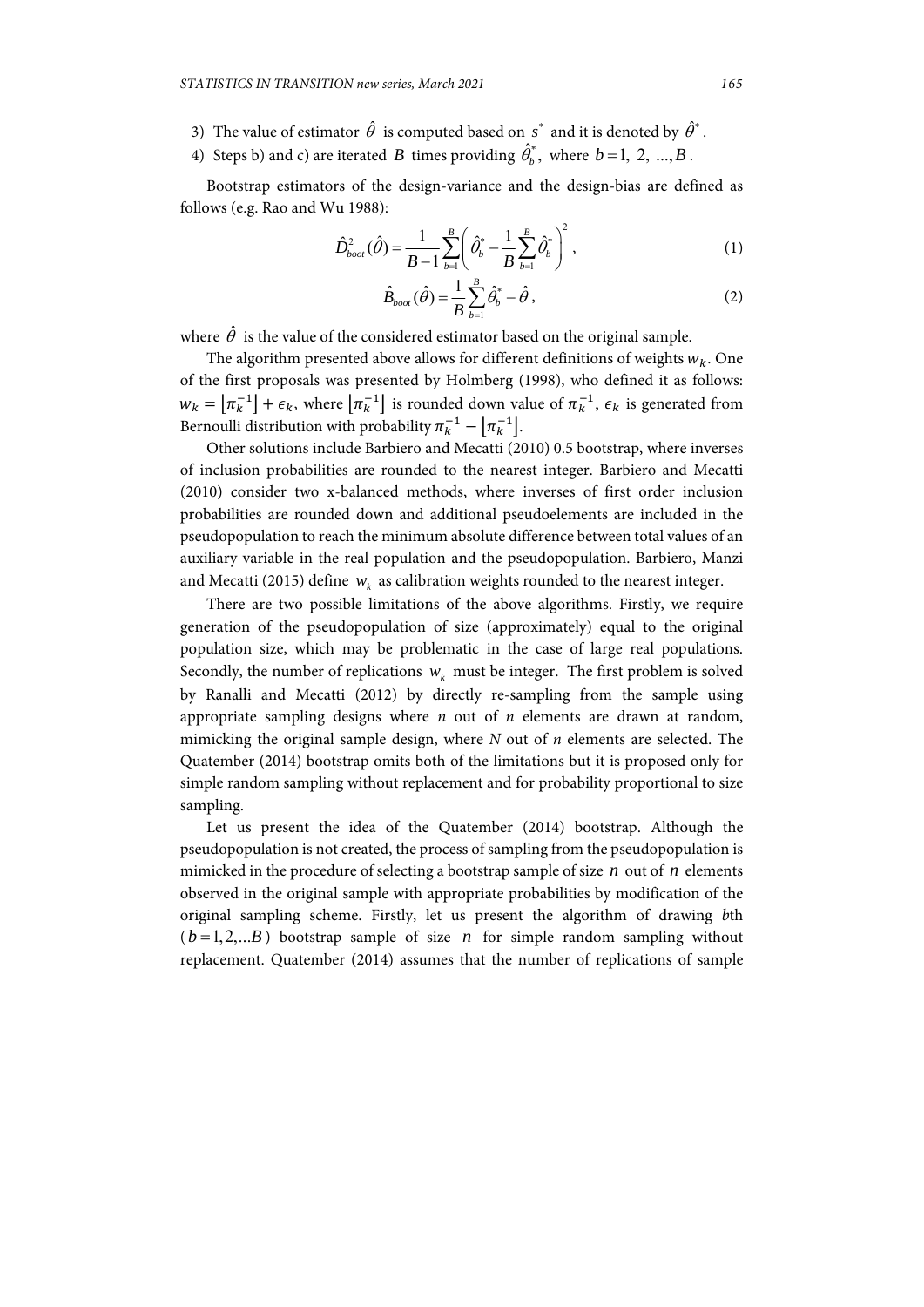3) The value of estimator $\hat{\theta}$ is computed based on $s^*$ and it is denoted by $\hat{\theta}^*$.

4) Steps b) and c) are iterated $B$ times providing $\hat{\theta}_b^*$, where $b = 1, 2, \ldots, B$.

Bootstrap estimators of the design-variance and the design-bias are defined as follows (e.g. Rao and Wu 1988):

$$\hat{D}^2_{boot}(\hat{\theta}) = \frac{1}{B-1}\sum_{b=1}^{B}\left(\hat{\theta}_b^* - \frac{1}{B}\sum_{b=1}^{B}\hat{\theta}_b^*\right)^2, \tag{1}$$

$$\hat{B}_{boot}(\hat{\theta}) = \frac{1}{B}\sum_{b=1}^{B}\hat{\theta}_b^* - \hat{\theta}, \tag{2}$$

where $\hat{\theta}$ is the value of the considered estimator based on the original sample.

The algorithm presented above allows for different definitions of weights $w_k$. One of the first proposals was presented by Holmberg (1998), who defined it as follows: $w_k = \lfloor \pi_k^{-1} \rfloor + \epsilon_k$, where $\lfloor \pi_k^{-1} \rfloor$ is rounded down value of $\pi_k^{-1}$, $\epsilon_k$ is generated from Bernoulli distribution with probability $\pi_k^{-1} - \lfloor \pi_k^{-1} \rfloor$.

Other solutions include Barbiero and Mecatti (2010) 0.5 bootstrap, where inverses of inclusion probabilities are rounded to the nearest integer. Barbiero and Mecatti (2010) consider two x-balanced methods, where inverses of first order inclusion probabilities are rounded down and additional pseudoelements are included in the pseudopopulation to reach the minimum absolute difference between total values of an auxiliary variable in the real population and the pseudopopulation. Barbiero, Manzi and Mecatti (2015) define $w_k$ as calibration weights rounded to the nearest integer.

There are two possible limitations of the above algorithms. Firstly, we require generation of the pseudopopulation of size (approximately) equal to the original population size, which may be problematic in the case of large real populations. Secondly, the number of replications $w_k$ must be integer. The first problem is solved by Ranalli and Mecatti (2012) by directly re-sampling from the sample using appropriate sampling designs where *n* out of *n* elements are drawn at random, mimicking the original sample design, where *N* out of *n* elements are selected. The Quatember (2014) bootstrap omits both of the limitations but it is proposed only for simple random sampling without replacement and for probability proportional to size sampling.

Let us present the idea of the Quatember (2014) bootstrap. Although the pseudopopulation is not created, the process of sampling from the pseudopopulation is mimicked in the procedure of selecting a bootstrap sample of size $n$ out of $n$ elements observed in the original sample with appropriate probabilities by modification of the original sampling scheme. Firstly, let us present the algorithm of drawing *b*th ($b = 1, 2, \ldots B$) bootstrap sample of size $n$ for simple random sampling without replacement. Quatember (2014) assumes that the number of replications of sample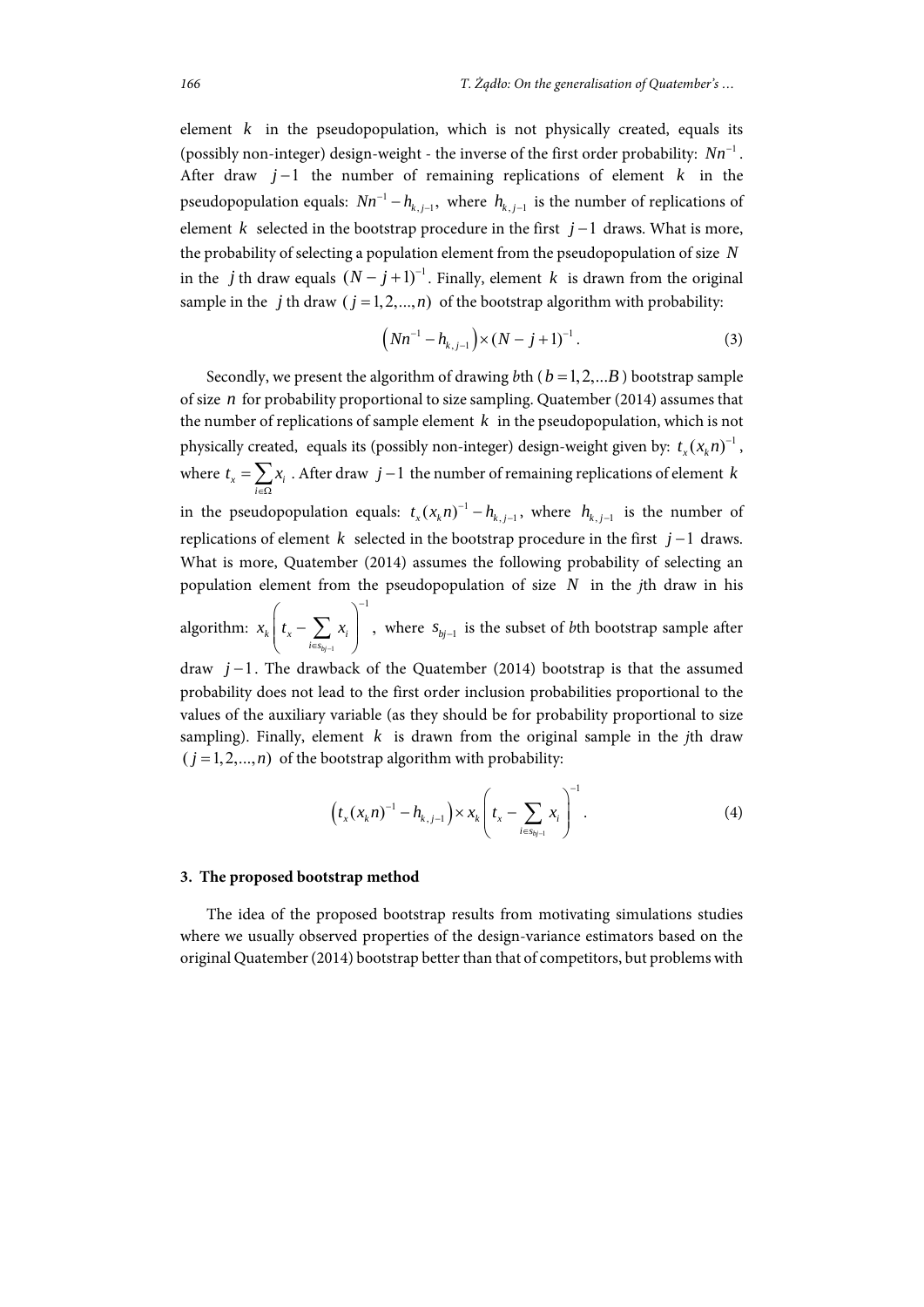element $k$ in the pseudopopulation, which is not physically created, equals its (possibly non-integer) design-weight - the inverse of the first order probability: $Nn^{-1}$. After draw $j-1$ the number of remaining replications of element $k$ in the pseudopopulation equals: $Nn^{-1} - h_{k,j-1}$, where $h_{k,j-1}$ is the number of replications of element $k$ selected in the bootstrap procedure in the first $j-1$ draws. What is more, the probability of selecting a population element from the pseudopopulation of size $N$ in the $j$th draw equals $(N-j+1)^{-1}$. Finally, element $k$ is drawn from the original sample in the $j$th draw ($j = 1, 2, ..., n$) of the bootstrap algorithm with probability:

$$\left(Nn^{-1} - h_{k,j-1}\right) \times (N-j+1)^{-1}. \tag{3}$$

Secondly, we present the algorithm of drawing $b$th ($b = 1, 2, ...B$) bootstrap sample of size $n$ for probability proportional to size sampling. Quatember (2014) assumes that the number of replications of sample element $k$ in the pseudopopulation, which is not physically created, equals its (possibly non-integer) design-weight given by: $t_x(x_k n)^{-1}$, where $t_x = \sum_{i \in \Omega} x_i$. After draw $j-1$ the number of remaining replications of element $k$ in the pseudopopulation equals: $t_x(x_k n)^{-1} - h_{k,j-1}$, where $h_{k,j-1}$ is the number of replications of element $k$ selected in the bootstrap procedure in the first $j-1$ draws. What is more, Quatember (2014) assumes the following probability of selecting an population element from the pseudopopulation of size $N$ in the $j$th draw in his algorithm: $x_k \left(t_x - \sum_{i \in s_{bj-1}} x_i\right)^{-1}$, where $s_{bj-1}$ is the subset of $b$th bootstrap sample after draw $j-1$. The drawback of the Quatember (2014) bootstrap is that the assumed probability does not lead to the first order inclusion probabilities proportional to the values of the auxiliary variable (as they should be for probability proportional to size sampling). Finally, element $k$ is drawn from the original sample in the $j$th draw ($j = 1, 2, ..., n$) of the bootstrap algorithm with probability:

$$\left(t_x(x_k n)^{-1} - h_{k,j-1}\right) \times x_k \left(t_x - \sum_{i \in s_{bj-1}} x_i\right)^{-1}. \tag{4}$$

## 3. The proposed bootstrap method

The idea of the proposed bootstrap results from motivating simulations studies where we usually observed properties of the design-variance estimators based on the original Quatember (2014) bootstrap better than that of competitors, but problems with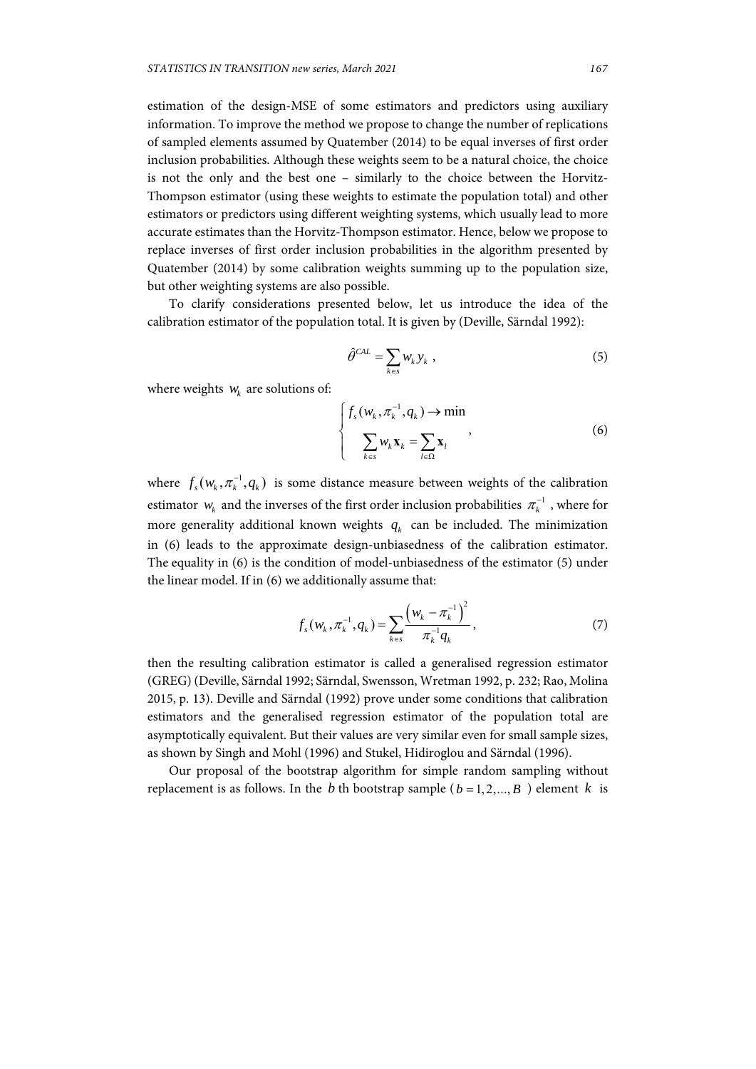estimation of the design-MSE of some estimators and predictors using auxiliary information. To improve the method we propose to change the number of replications of sampled elements assumed by Quatember (2014) to be equal inverses of first order inclusion probabilities. Although these weights seem to be a natural choice, the choice is not the only and the best one – similarly to the choice between the Horvitz-Thompson estimator (using these weights to estimate the population total) and other estimators or predictors using different weighting systems, which usually lead to more accurate estimates than the Horvitz-Thompson estimator. Hence, below we propose to replace inverses of first order inclusion probabilities in the algorithm presented by Quatember (2014) by some calibration weights summing up to the population size, but other weighting systems are also possible.

To clarify considerations presented below, let us introduce the idea of the calibration estimator of the population total. It is given by (Deville, Särndal 1992):

$$\hat{\theta}^{CAL} = \sum_{k \in s} w_k y_k \, , \tag{5}$$

where weights $w_k$ are solutions of:

$$\begin{cases} f_s(w_k, \pi_k^{-1}, q_k) \to \min \\ \sum_{k \in s} w_k \mathbf{x}_k = \sum_{l \in \Omega} \mathbf{x}_l \end{cases} , \tag{6}$$

where $f_s(w_k, \pi_k^{-1}, q_k)$ is some distance measure between weights of the calibration estimator $w_k$ and the inverses of the first order inclusion probabilities $\pi_k^{-1}$, where for more generality additional known weights $q_k$ can be included. The minimization in (6) leads to the approximate design-unbiasedness of the calibration estimator. The equality in (6) is the condition of model-unbiasedness of the estimator (5) under the linear model. If in (6) we additionally assume that:

$$f_s(w_k, \pi_k^{-1}, q_k) = \sum_{k \in s} \frac{\left(w_k - \pi_k^{-1}\right)^2}{\pi_k^{-1} q_k} , \tag{7}$$

then the resulting calibration estimator is called a generalised regression estimator (GREG) (Deville, Särndal 1992; Särndal, Swensson, Wretman 1992, p. 232; Rao, Molina 2015, p. 13). Deville and Särndal (1992) prove under some conditions that calibration estimators and the generalised regression estimator of the population total are asymptotically equivalent. But their values are very similar even for small sample sizes, as shown by Singh and Mohl (1996) and Stukel, Hidiroglou and Särndal (1996).

Our proposal of the bootstrap algorithm for simple random sampling without replacement is as follows. In the $b$ th bootstrap sample ( $b = 1, 2, \ldots, B$ ) element $k$ is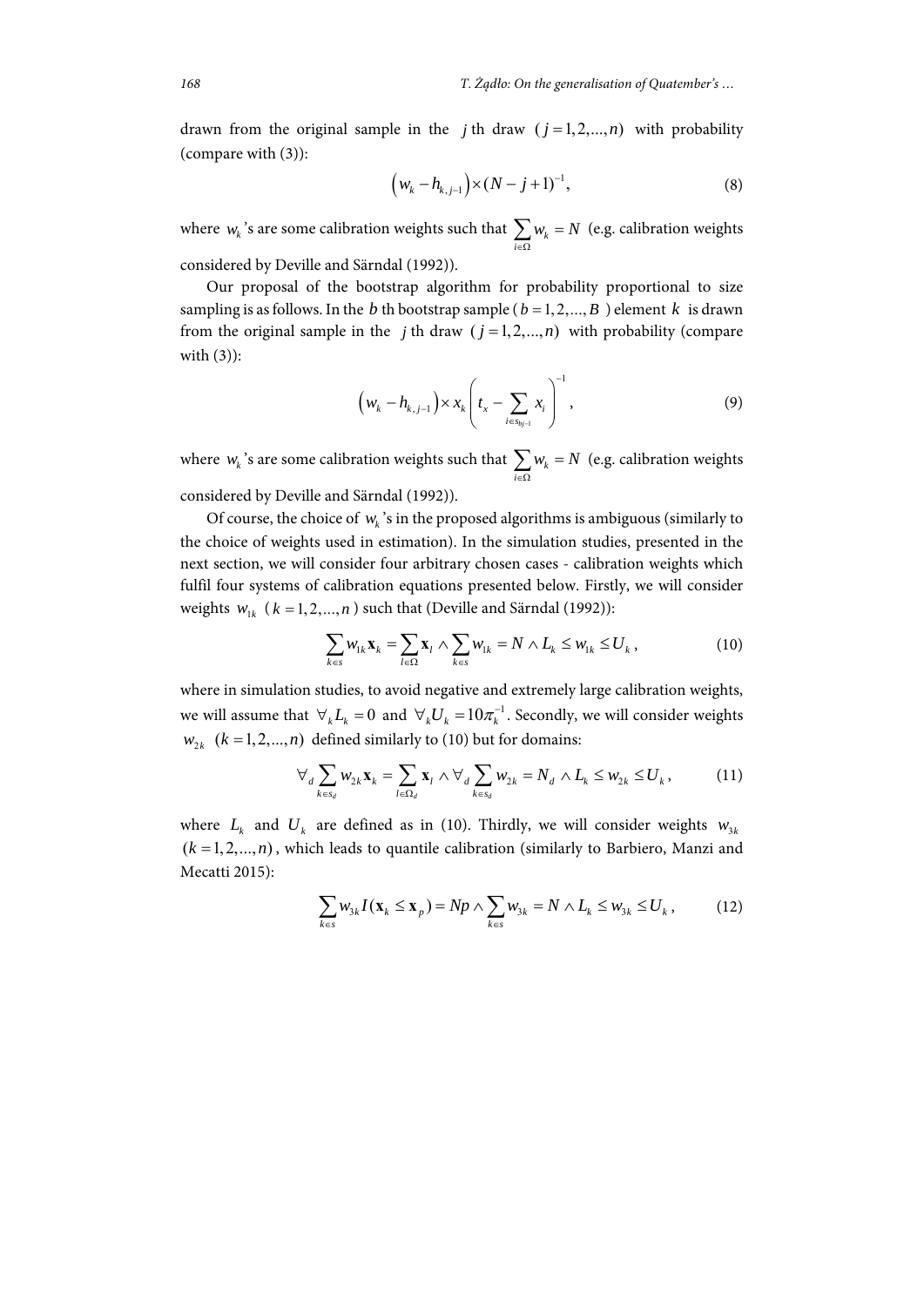drawn from the original sample in the $j$ th draw $(j = 1, 2, ..., n)$ with probability (compare with (3)):

$$\left(w_k - h_{k,j-1}\right) \times (N - j + 1)^{-1}, \tag{8}$$

where $w_k$'s are some calibration weights such that $\sum_{i \in \Omega} w_k = N$ (e.g. calibration weights considered by Deville and Särndal (1992)).

Our proposal of the bootstrap algorithm for probability proportional to size sampling is as follows. In the $b$ th bootstrap sample ($b = 1, 2, ..., B$) element $k$ is drawn from the original sample in the $j$ th draw $(j = 1, 2, ..., n)$ with probability (compare with (3)):

$$\left(w_k - h_{k,j-1}\right) \times x_k \left( t_x - \sum_{i \in s_{bj-1}} x_i \right)^{-1}, \tag{9}$$

where $w_k$'s are some calibration weights such that $\sum_{i \in \Omega} w_k = N$ (e.g. calibration weights considered by Deville and Särndal (1992)).

Of course, the choice of $w_k$'s in the proposed algorithms is ambiguous (similarly to the choice of weights used in estimation). In the simulation studies, presented in the next section, we will consider four arbitrary chosen cases - calibration weights which fulfil four systems of calibration equations presented below. Firstly, we will consider weights $w_{1k}$ ($k = 1, 2, ..., n$) such that (Deville and Särndal (1992)):

$$\sum_{k \in s} w_{1k} \mathbf{x}_k = \sum_{l \in \Omega} \mathbf{x}_l \wedge \sum_{k \in s} w_{1k} = N \wedge L_k \leq w_{1k} \leq U_k, \tag{10}$$

where in simulation studies, to avoid negative and extremely large calibration weights, we will assume that $\forall_k L_k = 0$ and $\forall_k U_k = 10\pi_k^{-1}$. Secondly, we will consider weights $w_{2k}$ $(k = 1, 2, ..., n)$ defined similarly to (10) but for domains:

$$\forall_d \sum_{k \in s_d} w_{2k} \mathbf{x}_k = \sum_{l \in \Omega_d} \mathbf{x}_l \wedge \forall_d \sum_{k \in s_d} w_{2k} = N_d \wedge L_k \leq w_{2k} \leq U_k, \tag{11}$$

where $L_k$ and $U_k$ are defined as in (10). Thirdly, we will consider weights $w_{3k}$ $(k = 1, 2, ..., n)$, which leads to quantile calibration (similarly to Barbiero, Manzi and Mecatti 2015):

$$\sum_{k \in s} w_{3k} I(\mathbf{x}_k \leq \mathbf{x}_p) = Np \wedge \sum_{k \in s} w_{3k} = N \wedge L_k \leq w_{3k} \leq U_k, \tag{12}$$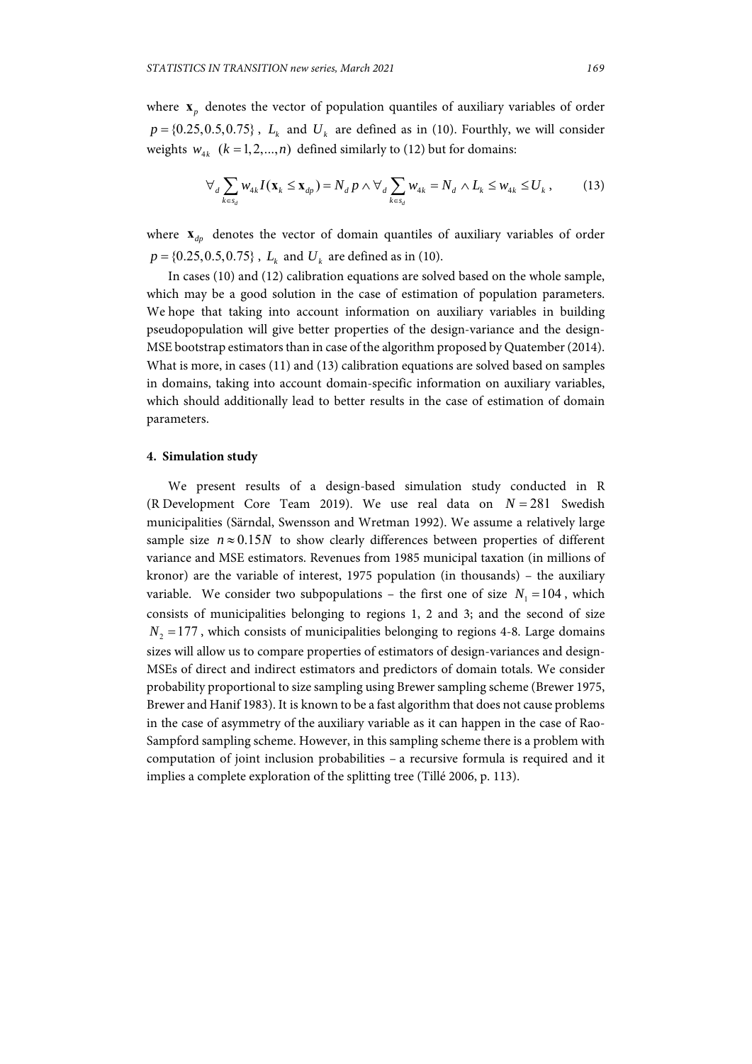where $\mathbf{x}_p$ denotes the vector of population quantiles of auxiliary variables of order $p = \{0.25, 0.5, 0.75\}$, $L_k$ and $U_k$ are defined as in (10). Fourthly, we will consider weights $w_{4k}$ $(k = 1, 2, ..., n)$ defined similarly to (12) but for domains:

$$\forall_d \sum_{k \in s_d} w_{4k} I(\mathbf{x}_k \leq \mathbf{x}_{dp}) = N_d p \wedge \forall_d \sum_{k \in s_d} w_{4k} = N_d \wedge L_k \leq w_{4k} \leq U_k , \tag{13}$$

where $\mathbf{x}_{dp}$ denotes the vector of domain quantiles of auxiliary variables of order $p = \{0.25, 0.5, 0.75\}$, $L_k$ and $U_k$ are defined as in (10).

In cases (10) and (12) calibration equations are solved based on the whole sample, which may be a good solution in the case of estimation of population parameters. We hope that taking into account information on auxiliary variables in building pseudopopulation will give better properties of the design-variance and the design-MSE bootstrap estimators than in case of the algorithm proposed by Quatember (2014). What is more, in cases (11) and (13) calibration equations are solved based on samples in domains, taking into account domain-specific information on auxiliary variables, which should additionally lead to better results in the case of estimation of domain parameters.

## 4. Simulation study

We present results of a design-based simulation study conducted in R (R Development Core Team 2019). We use real data on $N = 281$ Swedish municipalities (Särndal, Swensson and Wretman 1992). We assume a relatively large sample size $n \approx 0.15N$ to show clearly differences between properties of different variance and MSE estimators. Revenues from 1985 municipal taxation (in millions of kronor) are the variable of interest, 1975 population (in thousands) – the auxiliary variable. We consider two subpopulations – the first one of size $N_1 = 104$, which consists of municipalities belonging to regions 1, 2 and 3; and the second of size $N_2 = 177$, which consists of municipalities belonging to regions 4-8. Large domains sizes will allow us to compare properties of estimators of design-variances and design-MSEs of direct and indirect estimators and predictors of domain totals. We consider probability proportional to size sampling using Brewer sampling scheme (Brewer 1975, Brewer and Hanif 1983). It is known to be a fast algorithm that does not cause problems in the case of asymmetry of the auxiliary variable as it can happen in the case of Rao-Sampford sampling scheme. However, in this sampling scheme there is a problem with computation of joint inclusion probabilities – a recursive formula is required and it implies a complete exploration of the splitting tree (Tillé 2006, p. 113).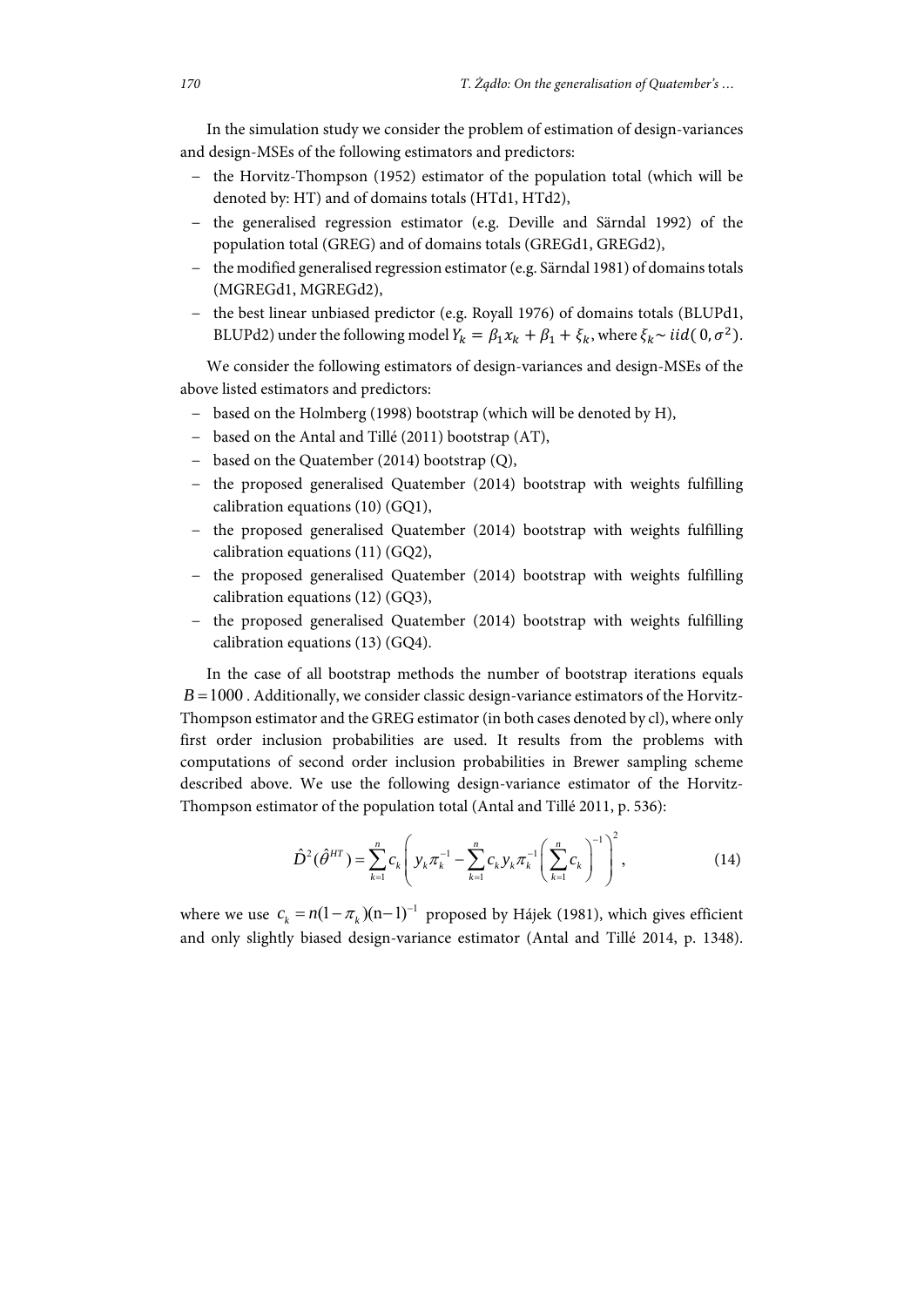In the simulation study we consider the problem of estimation of design-variances and design-MSEs of the following estimators and predictors:

- the Horvitz-Thompson (1952) estimator of the population total (which will be denoted by: HT) and of domains totals (HTd1, HTd2),
- the generalised regression estimator (e.g. Deville and Särndal 1992) of the population total (GREG) and of domains totals (GREGd1, GREGd2),
- the modified generalised regression estimator (e.g. Särndal 1981) of domains totals (MGREGd1, MGREGd2),
- the best linear unbiased predictor (e.g. Royall 1976) of domains totals (BLUPd1, BLUPd2) under the following model $Y_k = \beta_1 x_k + \beta_1 + \xi_k$, where $\xi_k \sim iid(0, \sigma^2)$.

We consider the following estimators of design-variances and design-MSEs of the above listed estimators and predictors:

- based on the Holmberg (1998) bootstrap (which will be denoted by H),
- based on the Antal and Tillé (2011) bootstrap (AT),
- based on the Quatember (2014) bootstrap (Q),
- the proposed generalised Quatember (2014) bootstrap with weights fulfilling calibration equations (10) (GQ1),
- the proposed generalised Quatember (2014) bootstrap with weights fulfilling calibration equations (11) (GQ2),
- the proposed generalised Quatember (2014) bootstrap with weights fulfilling calibration equations (12) (GQ3),
- the proposed generalised Quatember (2014) bootstrap with weights fulfilling calibration equations (13) (GQ4).

In the case of all bootstrap methods the number of bootstrap iterations equals $B = 1000$. Additionally, we consider classic design-variance estimators of the Horvitz-Thompson estimator and the GREG estimator (in both cases denoted by cl), where only first order inclusion probabilities are used. It results from the problems with computations of second order inclusion probabilities in Brewer sampling scheme described above. We use the following design-variance estimator of the Horvitz-Thompson estimator of the population total (Antal and Tillé 2011, p. 536):

$$\hat{D}^2(\hat{\theta}^{HT}) = \sum_{k=1}^{n} c_k \left( y_k \pi_k^{-1} - \sum_{k=1}^{n} c_k y_k \pi_k^{-1} \left( \sum_{k=1}^{n} c_k \right)^{-1} \right)^2, \tag{14}$$

where we use $c_k = n(1-\pi_k)(n-1)^{-1}$ proposed by Hájek (1981), which gives efficient and only slightly biased design-variance estimator (Antal and Tillé 2014, p. 1348).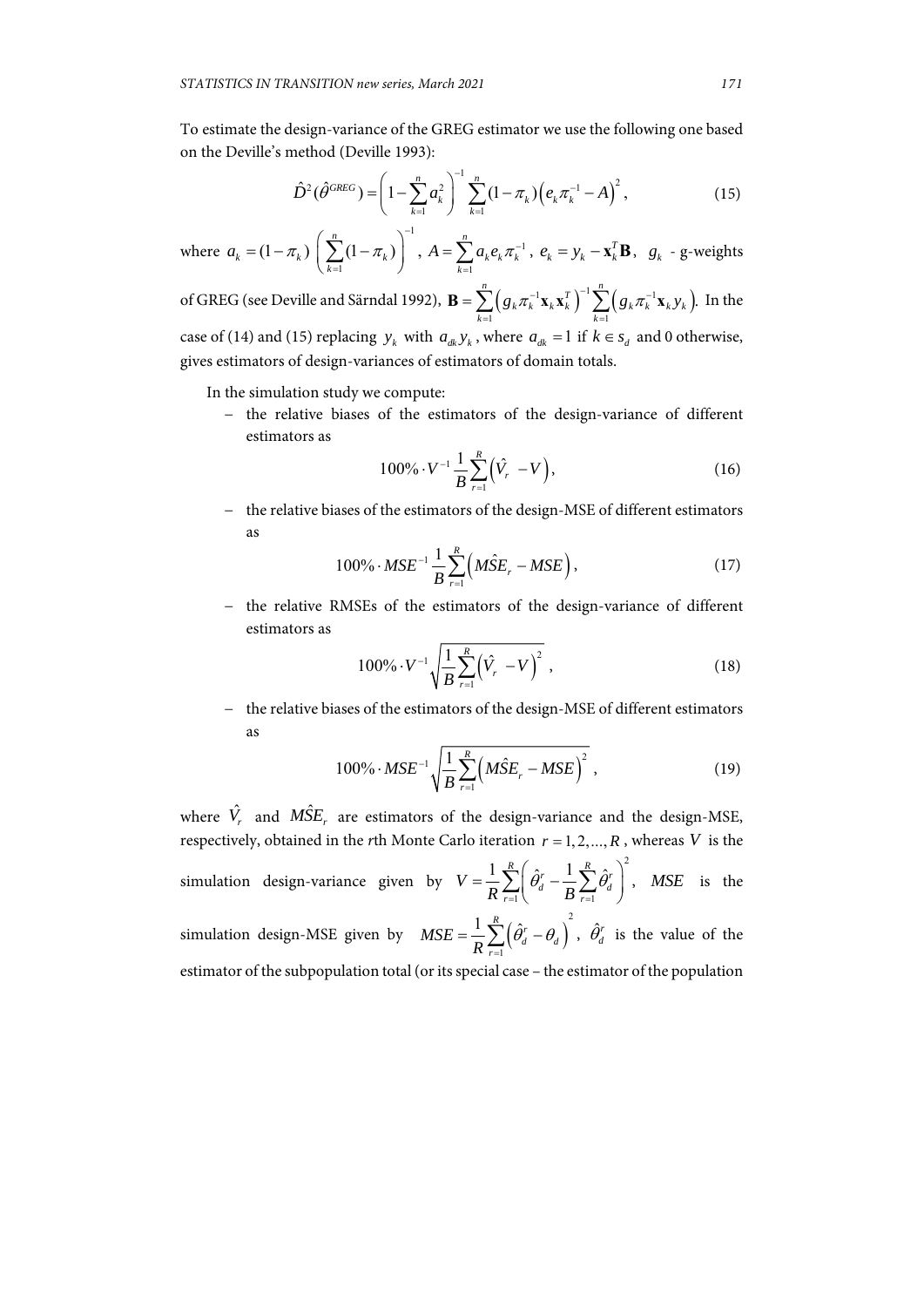To estimate the design-variance of the GREG estimator we use the following one based on the Deville's method (Deville 1993):

$$\hat{D}^2(\hat{\theta}^{GREG}) = \left(1 - \sum_{k=1}^{n} a_k^2\right)^{-1} \sum_{k=1}^{n} (1-\pi_k)\left(e_k \pi_k^{-1} - A\right)^2, \tag{15}$$

where $a_k = (1-\pi_k)\left(\sum_{k=1}^{n}(1-\pi_k)\right)^{-1}$, $A = \sum_{k=1}^{n} a_k e_k \pi_k^{-1}$, $e_k = y_k - \mathbf{x}_k^T \mathbf{B}$, $g_k$ - g-weights of GREG (see Deville and Särndal 1992), $\mathbf{B} = \sum_{k=1}^{n}\left(g_k \pi_k^{-1} \mathbf{x}_k \mathbf{x}_k^T\right)^{-1} \sum_{k=1}^{n}\left(g_k \pi_k^{-1} \mathbf{x}_k y_k\right)$. In the case of (14) and (15) replacing $y_k$ with $a_{dk} y_k$, where $a_{dk} = 1$ if $k \in s_d$ and 0 otherwise, gives estimators of design-variances of estimators of domain totals.

In the simulation study we compute:

- the relative biases of the estimators of the design-variance of different estimators as

$$100\% \cdot V^{-1} \frac{1}{B} \sum_{r=1}^{R}\left(\hat{V}_r - V\right), \tag{16}$$

- the relative biases of the estimators of the design-MSE of different estimators as

$$100\% \cdot MSE^{-1} \frac{1}{B} \sum_{r=1}^{R}\left(M\hat{S}E_r - MSE\right), \tag{17}$$

- the relative RMSEs of the estimators of the design-variance of different estimators as

$$100\% \cdot V^{-1} \sqrt{\frac{1}{B} \sum_{r=1}^{R}\left(\hat{V}_r - V\right)^2}, \tag{18}$$

- the relative biases of the estimators of the design-MSE of different estimators as

$$100\% \cdot MSE^{-1} \sqrt{\frac{1}{B} \sum_{r=1}^{R}\left(M\hat{S}E_r - MSE\right)^2}, \tag{19}$$

where $\hat{V}_r$ and $M\hat{S}E_r$ are estimators of the design-variance and the design-MSE, respectively, obtained in the $r$th Monte Carlo iteration $r = 1, 2, \ldots, R$, whereas $V$ is the simulation design-variance given by $V = \frac{1}{R} \sum_{r=1}^{R}\left(\hat{\theta}_d^r - \frac{1}{B} \sum_{r=1}^{R} \hat{\theta}_d^r\right)^2$, $MSE$ is the simulation design-MSE given by $MSE = \frac{1}{R} \sum_{r=1}^{R}\left(\hat{\theta}_d^r - \theta_d\right)^2$, $\hat{\theta}_d^r$ is the value of the estimator of the subpopulation total (or its special case – the estimator of the population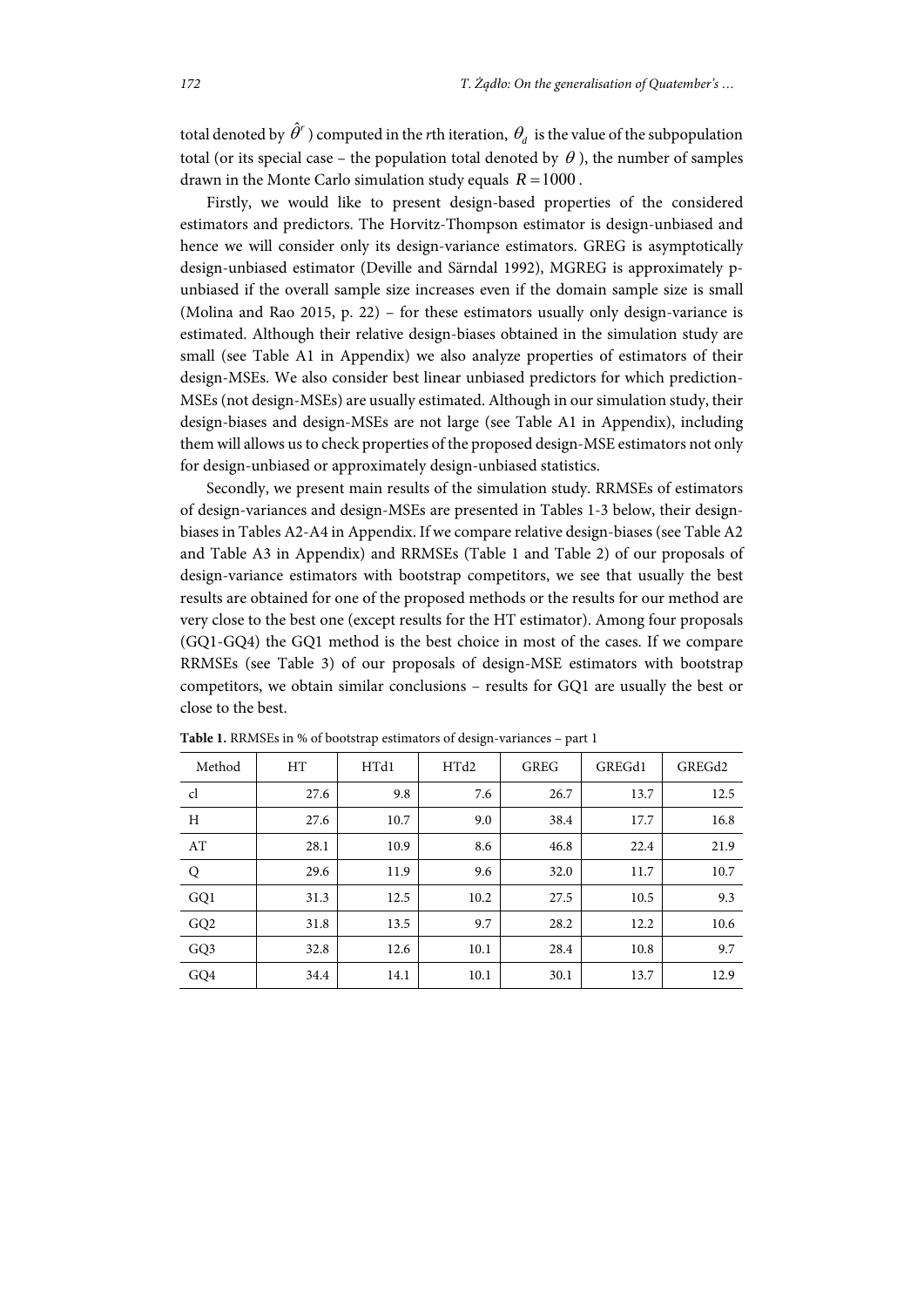total denoted by $\hat{\theta}^r$ ) computed in the $r$th iteration, $\theta_d$ is the value of the subpopulation total (or its special case – the population total denoted by $\theta$ ), the number of samples drawn in the Monte Carlo simulation study equals $R = 1000$ .

Firstly, we would like to present design-based properties of the considered estimators and predictors. The Horvitz-Thompson estimator is design-unbiased and hence we will consider only its design-variance estimators. GREG is asymptotically design-unbiased estimator (Deville and Särndal 1992), MGREG is approximately p-unbiased if the overall sample size increases even if the domain sample size is small (Molina and Rao 2015, p. 22) – for these estimators usually only design-variance is estimated. Although their relative design-biases obtained in the simulation study are small (see Table A1 in Appendix) we also analyze properties of estimators of their design-MSEs. We also consider best linear unbiased predictors for which prediction-MSEs (not design-MSEs) are usually estimated. Although in our simulation study, their design-biases and design-MSEs are not large (see Table A1 in Appendix), including them will allows us to check properties of the proposed design-MSE estimators not only for design-unbiased or approximately design-unbiased statistics.

Secondly, we present main results of the simulation study. RRMSEs of estimators of design-variances and design-MSEs are presented in Tables 1-3 below, their design-biases in Tables A2-A4 in Appendix. If we compare relative design-biases (see Table A2 and Table A3 in Appendix) and RRMSEs (Table 1 and Table 2) of our proposals of design-variance estimators with bootstrap competitors, we see that usually the best results are obtained for one of the proposed methods or the results for our method are very close to the best one (except results for the HT estimator). Among four proposals (GQ1-GQ4) the GQ1 method is the best choice in most of the cases. If we compare RRMSEs (see Table 3) of our proposals of design-MSE estimators with bootstrap competitors, we obtain similar conclusions – results for GQ1 are usually the best or close to the best.

**Table 1.** RRMSEs in % of bootstrap estimators of design-variances – part 1

| Method | HT | HTd1 | HTd2 | GREG | GREGd1 | GREGd2 |
|---|---|---|---|---|---|---|
| cl | 27.6 | 9.8 | 7.6 | 26.7 | 13.7 | 12.5 |
| H | 27.6 | 10.7 | 9.0 | 38.4 | 17.7 | 16.8 |
| AT | 28.1 | 10.9 | 8.6 | 46.8 | 22.4 | 21.9 |
| Q | 29.6 | 11.9 | 9.6 | 32.0 | 11.7 | 10.7 |
| GQ1 | 31.3 | 12.5 | 10.2 | 27.5 | 10.5 | 9.3 |
| GQ2 | 31.8 | 13.5 | 9.7 | 28.2 | 12.2 | 10.6 |
| GQ3 | 32.8 | 12.6 | 10.1 | 28.4 | 10.8 | 9.7 |
| GQ4 | 34.4 | 14.1 | 10.1 | 30.1 | 13.7 | 12.9 |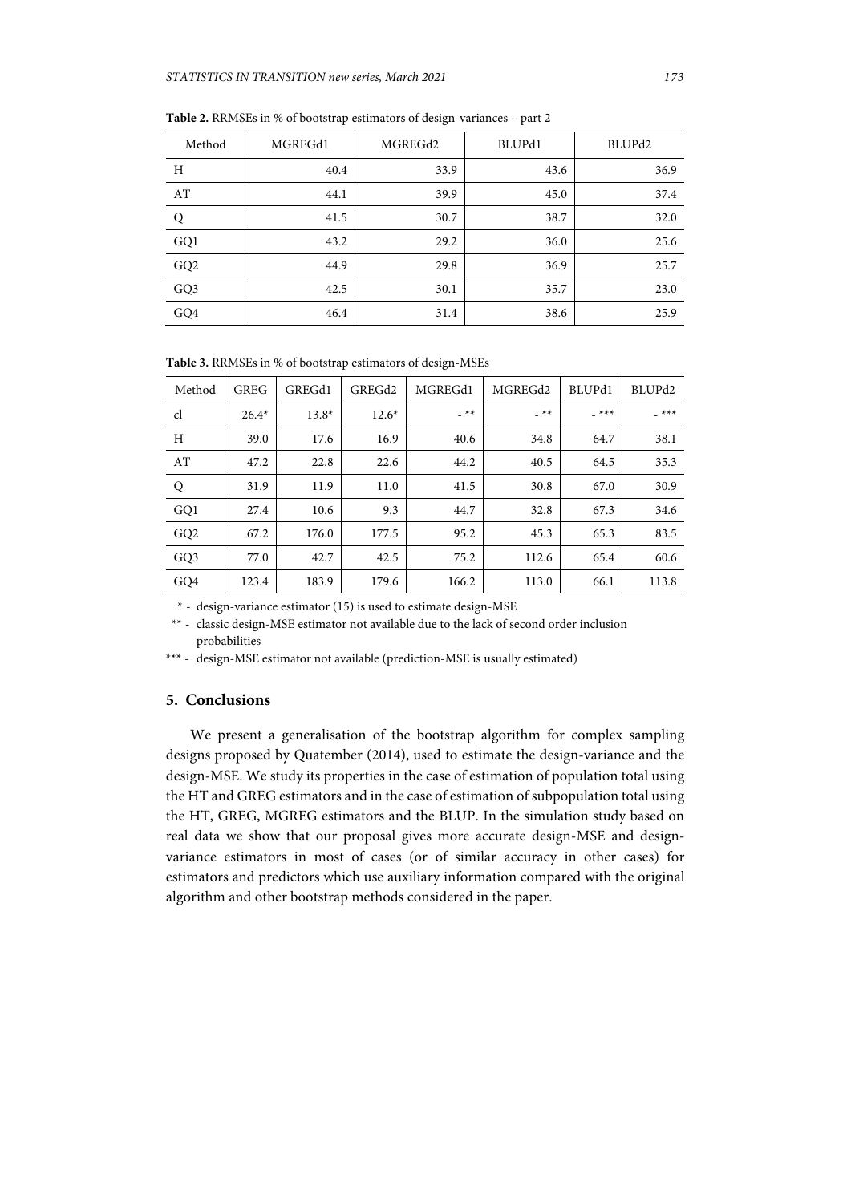**Table 2.** RRMSEs in % of bootstrap estimators of design-variances – part 2

| Method | MGREGd1 | MGREGd2 | BLUPd1 | BLUPd2 |
|---|---|---|---|---|
| H | 40.4 | 33.9 | 43.6 | 36.9 |
| AT | 44.1 | 39.9 | 45.0 | 37.4 |
| Q | 41.5 | 30.7 | 38.7 | 32.0 |
| GQ1 | 43.2 | 29.2 | 36.0 | 25.6 |
| GQ2 | 44.9 | 29.8 | 36.9 | 25.7 |
| GQ3 | 42.5 | 30.1 | 35.7 | 23.0 |
| GQ4 | 46.4 | 31.4 | 38.6 | 25.9 |

**Table 3.** RRMSEs in % of bootstrap estimators of design-MSEs

| Method | GREG | GREGd1 | GREGd2 | MGREGd1 | MGREGd2 | BLUPd1 | BLUPd2 |
|---|---|---|---|---|---|---|---|
| cl | 26.4* | 13.8* | 12.6* | - ** | - ** | - *** | - *** |
| H | 39.0 | 17.6 | 16.9 | 40.6 | 34.8 | 64.7 | 38.1 |
| AT | 47.2 | 22.8 | 22.6 | 44.2 | 40.5 | 64.5 | 35.3 |
| Q | 31.9 | 11.9 | 11.0 | 41.5 | 30.8 | 67.0 | 30.9 |
| GQ1 | 27.4 | 10.6 | 9.3 | 44.7 | 32.8 | 67.3 | 34.6 |
| GQ2 | 67.2 | 176.0 | 177.5 | 95.2 | 45.3 | 65.3 | 83.5 |
| GQ3 | 77.0 | 42.7 | 42.5 | 75.2 | 112.6 | 65.4 | 60.6 |
| GQ4 | 123.4 | 183.9 | 179.6 | 166.2 | 113.0 | 66.1 | 113.8 |

\* - design-variance estimator (15) is used to estimate design-MSE

\** - classic design-MSE estimator not available due to the lack of second order inclusion probabilities

\*** - design-MSE estimator not available (prediction-MSE is usually estimated)

## 5. Conclusions

We present a generalisation of the bootstrap algorithm for complex sampling designs proposed by Quatember (2014), used to estimate the design-variance and the design-MSE. We study its properties in the case of estimation of population total using the HT and GREG estimators and in the case of estimation of subpopulation total using the HT, GREG, MGREG estimators and the BLUP. In the simulation study based on real data we show that our proposal gives more accurate design-MSE and design-variance estimators in most of cases (or of similar accuracy in other cases) for estimators and predictors which use auxiliary information compared with the original algorithm and other bootstrap methods considered in the paper.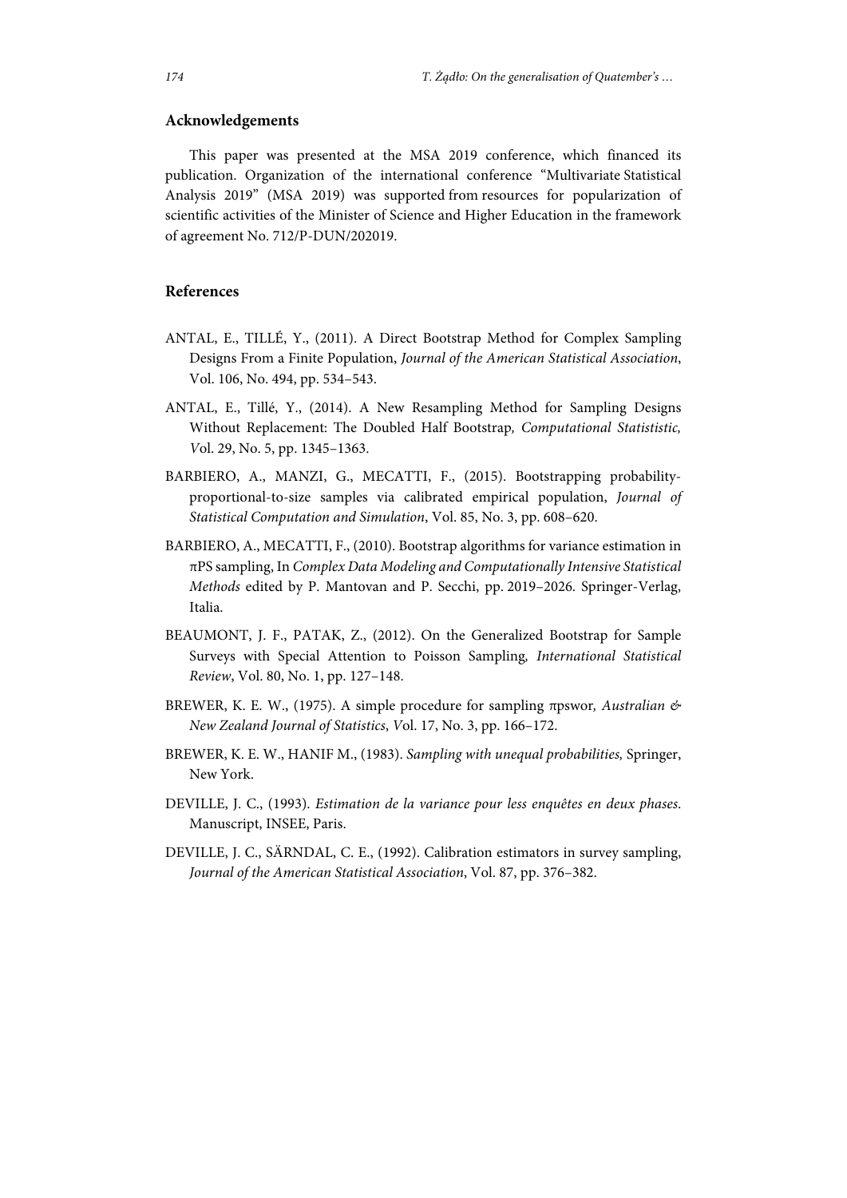## Acknowledgements

This paper was presented at the MSA 2019 conference, which financed its publication. Organization of the international conference "Multivariate Statistical Analysis 2019" (MSA 2019) was supported from resources for popularization of scientific activities of the Minister of Science and Higher Education in the framework of agreement No. 712/P-DUN/202019.

## References

ANTAL, E., TILLÉ, Y., (2011). A Direct Bootstrap Method for Complex Sampling Designs From a Finite Population, *Journal of the American Statistical Association*, Vol. 106, No. 494, pp. 534–543.

ANTAL, E., Tillé, Y., (2014). A New Resampling Method for Sampling Designs Without Replacement: The Doubled Half Bootstrap*, Computational Statististic, V*ol. 29, No. 5, pp. 1345–1363.

BARBIERO, A., MANZI, G., MECATTI, F., (2015). Bootstrapping probability-proportional-to-size samples via calibrated empirical population, *Journal of Statistical Computation and Simulation*, Vol. 85, No. 3, pp. 608–620.

BARBIERO, A., MECATTI, F., (2010). Bootstrap algorithms for variance estimation in πPS sampling, In *Complex Data Modeling and Computationally Intensive Statistical Methods* edited by P. Mantovan and P. Secchi, pp. 2019–2026. Springer-Verlag, Italia.

BEAUMONT, J. F., PATAK, Z., (2012). On the Generalized Bootstrap for Sample Surveys with Special Attention to Poisson Sampling*, International Statistical Review*, Vol. 80, No. 1, pp. 127–148.

BREWER, K. E. W., (1975). A simple procedure for sampling πpswor*, Australian & New Zealand Journal of Statistics*, *V*ol. 17, No. 3, pp. 166–172.

BREWER, K. E. W., HANIF M., (1983). *Sampling with unequal probabilities,* Springer, New York.

DEVILLE, J. C., (1993). *Estimation de la variance pour less enquêtes en deux phases*. Manuscript, INSEE, Paris.

DEVILLE, J. C., SÄRNDAL, C. E., (1992). Calibration estimators in survey sampling, *Journal of the American Statistical Association*, Vol. 87, pp. 376–382.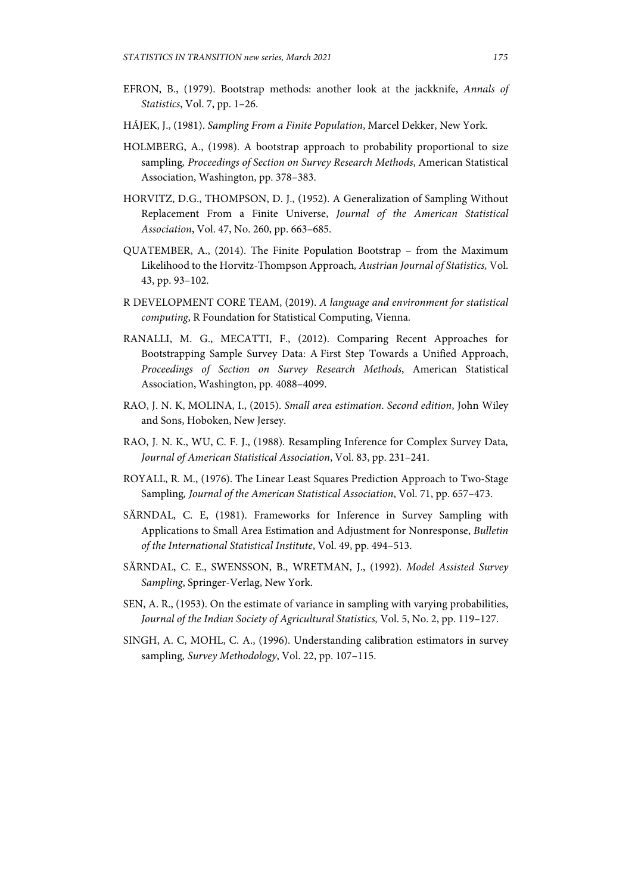EFRON, B., (1979). Bootstrap methods: another look at the jackknife, *Annals of Statistics*, Vol. 7, pp. 1–26.

HÁJEK, J., (1981). *Sampling From a Finite Population*, Marcel Dekker, New York.

HOLMBERG, A., (1998). A bootstrap approach to probability proportional to size sampling, *Proceedings of Section on Survey Research Methods*, American Statistical Association, Washington, pp. 378–383.

HORVITZ, D.G., THOMPSON, D. J., (1952). A Generalization of Sampling Without Replacement From a Finite Universe, *Journal of the American Statistical Association*, Vol. 47, No. 260, pp. 663–685.

QUATEMBER, A., (2014). The Finite Population Bootstrap – from the Maximum Likelihood to the Horvitz-Thompson Approach, *Austrian Journal of Statistics,* Vol. 43, pp. 93–102.

R DEVELOPMENT CORE TEAM, (2019). *A language and environment for statistical computing*, R Foundation for Statistical Computing, Vienna.

RANALLI, M. G., MECATTI, F., (2012). Comparing Recent Approaches for Bootstrapping Sample Survey Data: A First Step Towards a Unified Approach, *Proceedings of Section on Survey Research Methods*, American Statistical Association, Washington, pp. 4088–4099.

RAO, J. N. K, MOLINA, I., (2015). *Small area estimation. Second edition*, John Wiley and Sons, Hoboken, New Jersey.

RAO, J. N. K., WU, C. F. J., (1988). Resampling Inference for Complex Survey Data, *Journal of American Statistical Association*, Vol. 83, pp. 231–241.

ROYALL, R. M., (1976). The Linear Least Squares Prediction Approach to Two-Stage Sampling, *Journal of the American Statistical Association*, Vol. 71, pp. 657–473.

SÄRNDAL, C. E, (1981). Frameworks for Inference in Survey Sampling with Applications to Small Area Estimation and Adjustment for Nonresponse, *Bulletin of the International Statistical Institute*, Vol. 49, pp. 494–513.

SÄRNDAL, C. E., SWENSSON, B., WRETMAN, J., (1992). *Model Assisted Survey Sampling*, Springer-Verlag, New York.

SEN, A. R., (1953). On the estimate of variance in sampling with varying probabilities, *Journal of the Indian Society of Agricultural Statistics,* Vol. 5, No. 2, pp. 119–127.

SINGH, A. C, MOHL, C. A., (1996). Understanding calibration estimators in survey sampling, *Survey Methodology*, Vol. 22, pp. 107–115.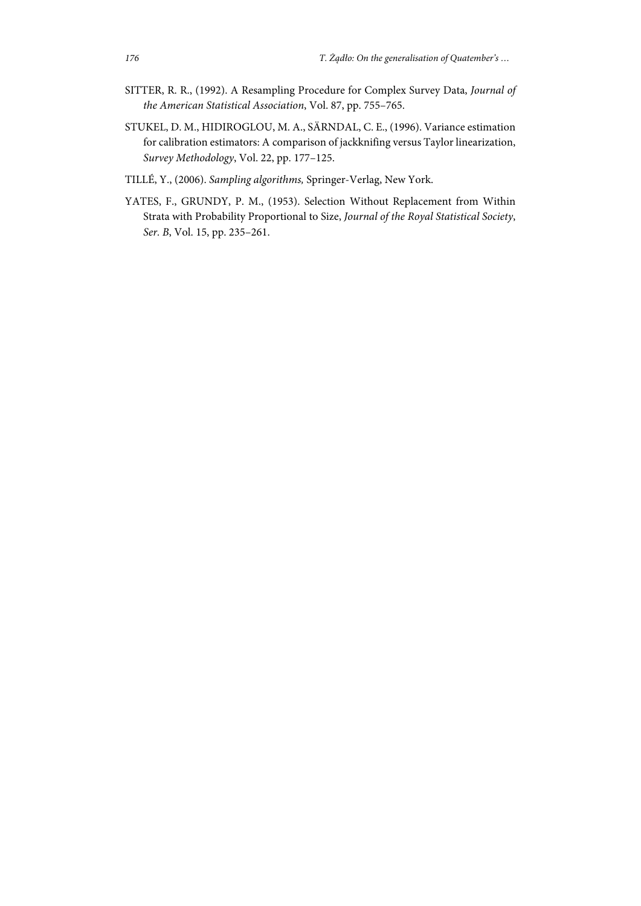SITTER, R. R., (1992). A Resampling Procedure for Complex Survey Data, *Journal of the American Statistical Association*, Vol. 87, pp. 755–765.

STUKEL, D. M., HIDIROGLOU, M. A., SÄRNDAL, C. E., (1996). Variance estimation for calibration estimators: A comparison of jackknifing versus Taylor linearization, *Survey Methodology*, Vol. 22, pp. 177–125.

TILLÉ, Y., (2006). *Sampling algorithms,* Springer-Verlag, New York.

YATES, F., GRUNDY, P. M., (1953). Selection Without Replacement from Within Strata with Probability Proportional to Size, *Journal of the Royal Statistical Society*, *Ser. B*, Vol. 15, pp. 235–261.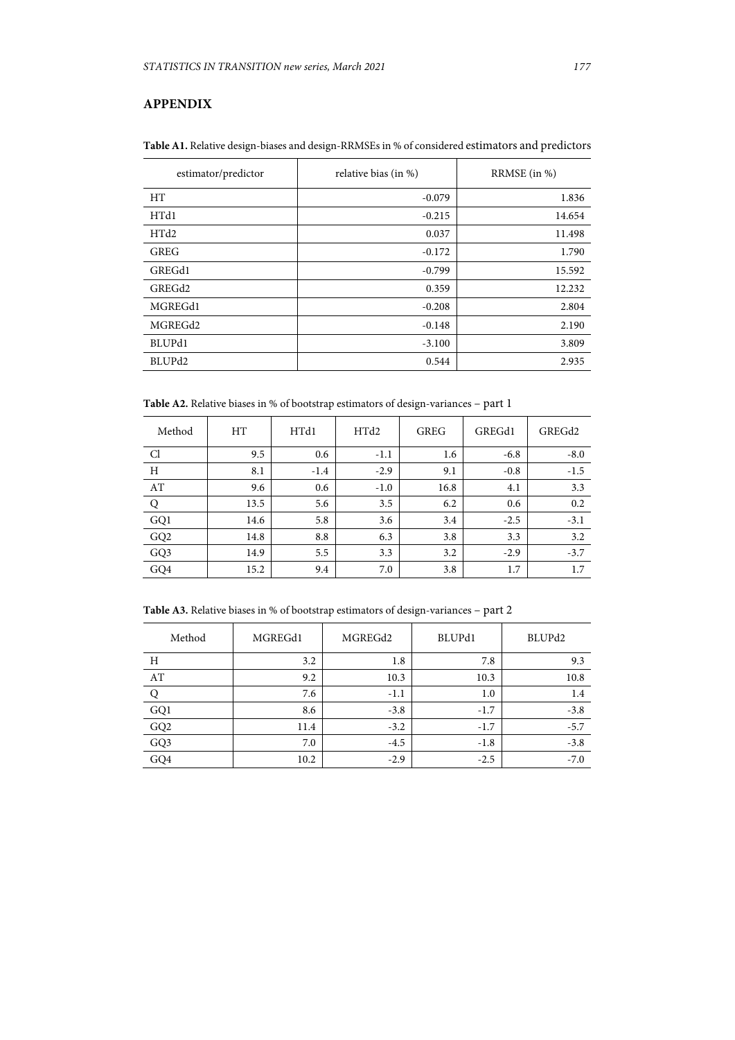## APPENDIX

**Table A1.** Relative design-biases and design-RRMSEs in % of considered estimators and predictors

| estimator/predictor | relative bias (in %) | RRMSE (in %) |
|---|---|---|
| HT | -0.079 | 1.836 |
| HTd1 | -0.215 | 14.654 |
| HTd2 | 0.037 | 11.498 |
| GREG | -0.172 | 1.790 |
| GREGd1 | -0.799 | 15.592 |
| GREGd2 | 0.359 | 12.232 |
| MGREGd1 | -0.208 | 2.804 |
| MGREGd2 | -0.148 | 2.190 |
| BLUPd1 | -3.100 | 3.809 |
| BLUPd2 | 0.544 | 2.935 |

**Table A2.** Relative biases in % of bootstrap estimators of design-variances – part 1

| Method | HT | HTd1 | HTd2 | GREG | GREGd1 | GREGd2 |
|---|---|---|---|---|---|---|
| Cl | 9.5 | 0.6 | -1.1 | 1.6 | -6.8 | -8.0 |
| H | 8.1 | -1.4 | -2.9 | 9.1 | -0.8 | -1.5 |
| AT | 9.6 | 0.6 | -1.0 | 16.8 | 4.1 | 3.3 |
| Q | 13.5 | 5.6 | 3.5 | 6.2 | 0.6 | 0.2 |
| GQ1 | 14.6 | 5.8 | 3.6 | 3.4 | -2.5 | -3.1 |
| GQ2 | 14.8 | 8.8 | 6.3 | 3.8 | 3.3 | 3.2 |
| GQ3 | 14.9 | 5.5 | 3.3 | 3.2 | -2.9 | -3.7 |
| GQ4 | 15.2 | 9.4 | 7.0 | 3.8 | 1.7 | 1.7 |

**Table A3.** Relative biases in % of bootstrap estimators of design-variances – part 2

| Method | MGREGd1 | MGREGd2 | BLUPd1 | BLUPd2 |
|---|---|---|---|---|
| H | 3.2 | 1.8 | 7.8 | 9.3 |
| AT | 9.2 | 10.3 | 10.3 | 10.8 |
| Q | 7.6 | -1.1 | 1.0 | 1.4 |
| GQ1 | 8.6 | -3.8 | -1.7 | -3.8 |
| GQ2 | 11.4 | -3.2 | -1.7 | -5.7 |
| GQ3 | 7.0 | -4.5 | -1.8 | -3.8 |
| GQ4 | 10.2 | -2.9 | -2.5 | -7.0 |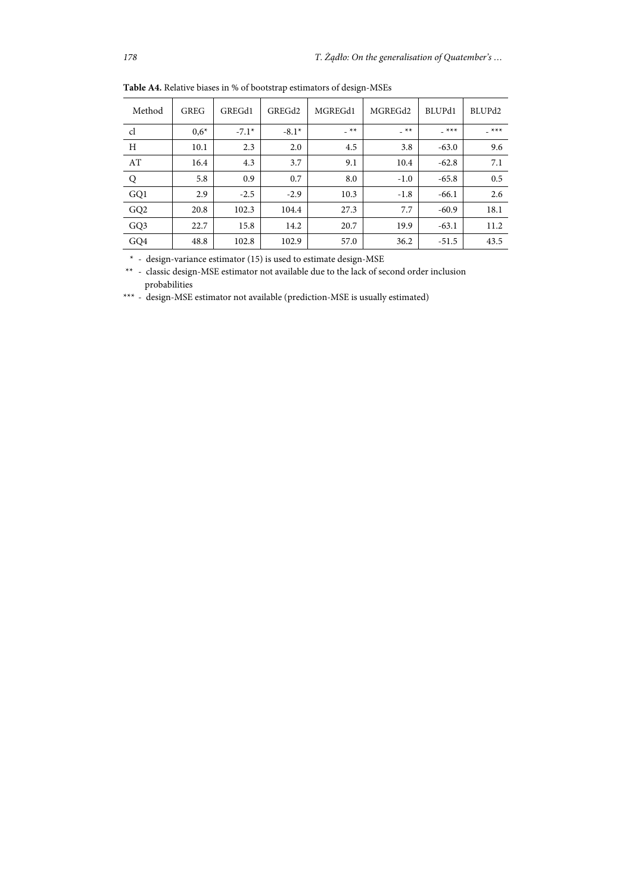**Table A4.** Relative biases in % of bootstrap estimators of design-MSEs

| Method | GREG | GREGd1 | GREGd2 | MGREGd1 | MGREGd2 | BLUPd1 | BLUPd2 |
|---|---|---|---|---|---|---|---|
| cl | 0,6* | -7.1* | -8.1* | - ** | - ** | - *** | - *** |
| H | 10.1 | 2.3 | 2.0 | 4.5 | 3.8 | -63.0 | 9.6 |
| AT | 16.4 | 4.3 | 3.7 | 9.1 | 10.4 | -62.8 | 7.1 |
| Q | 5.8 | 0.9 | 0.7 | 8.0 | -1.0 | -65.8 | 0.5 |
| GQ1 | 2.9 | -2.5 | -2.9 | 10.3 | -1.8 | -66.1 | 2.6 |
| GQ2 | 20.8 | 102.3 | 104.4 | 27.3 | 7.7 | -60.9 | 18.1 |
| GQ3 | 22.7 | 15.8 | 14.2 | 20.7 | 19.9 | -63.1 | 11.2 |
| GQ4 | 48.8 | 102.8 | 102.9 | 57.0 | 36.2 | -51.5 | 43.5 |

\* - design-variance estimator (15) is used to estimate design-MSE

\*\* - classic design-MSE estimator not available due to the lack of second order inclusion probabilities

\*\*\* - design-MSE estimator not available (prediction-MSE is usually estimated)